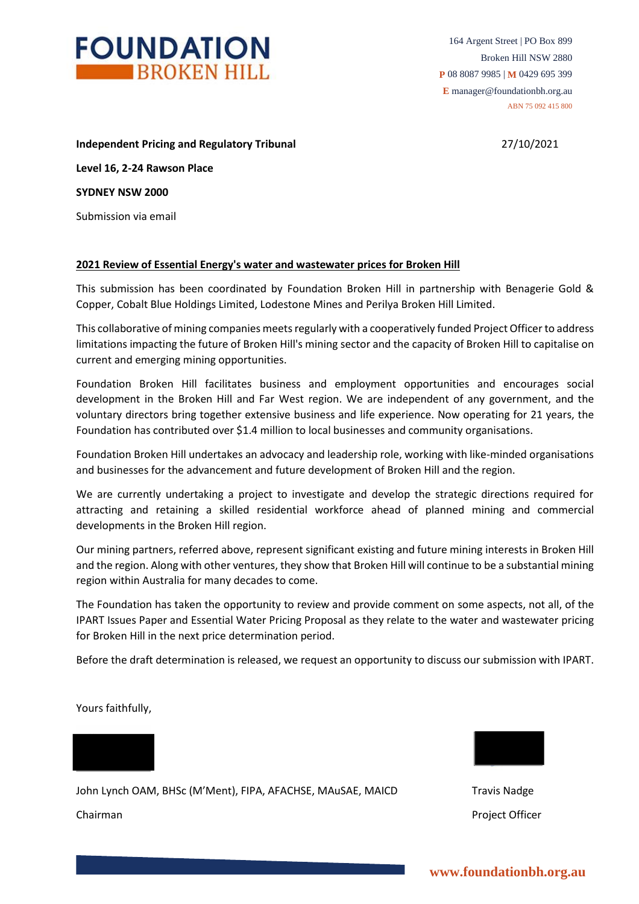**FOUNDATION BROKEN HILL**

164 Argent Street | PO Box 899
Broken Hill NSW 2880
P 08 8087 9985 | M 0429 695 399
E manager@foundationbh.org.au
ABN 75 092 415 800

**Independent Pricing and Regulatory Tribunal**

**Level 16, 2-24 Rawson Place**

**SYDNEY NSW 2000**

Submission via email

27/10/2021

**2021 Review of Essential Energy's water and wastewater prices for Broken Hill**

This submission has been coordinated by Foundation Broken Hill in partnership with Benagerie Gold & Copper, Cobalt Blue Holdings Limited, Lodestone Mines and Perilya Broken Hill Limited.

This collaborative of mining companies meets regularly with a cooperatively funded Project Officer to address limitations impacting the future of Broken Hill's mining sector and the capacity of Broken Hill to capitalise on current and emerging mining opportunities.

Foundation Broken Hill facilitates business and employment opportunities and encourages social development in the Broken Hill and Far West region. We are independent of any government, and the voluntary directors bring together extensive business and life experience. Now operating for 21 years, the Foundation has contributed over $1.4 million to local businesses and community organisations.

Foundation Broken Hill undertakes an advocacy and leadership role, working with like-minded organisations and businesses for the advancement and future development of Broken Hill and the region.

We are currently undertaking a project to investigate and develop the strategic directions required for attracting and retaining a skilled residential workforce ahead of planned mining and commercial developments in the Broken Hill region.

Our mining partners, referred above, represent significant existing and future mining interests in Broken Hill and the region. Along with other ventures, they show that Broken Hill will continue to be a substantial mining region within Australia for many decades to come.

The Foundation has taken the opportunity to review and provide comment on some aspects, not all, of the IPART Issues Paper and Essential Water Pricing Proposal as they relate to the water and wastewater pricing for Broken Hill in the next price determination period.

Before the draft determination is released, we request an opportunity to discuss our submission with IPART.

Yours faithfully,

John Lynch OAM, BHSc (M'Ment), FIPA, AFACHSE, MAuSAE, MAICD
Chairman

Travis Nadge
Project Officer

www.foundationbh.org.au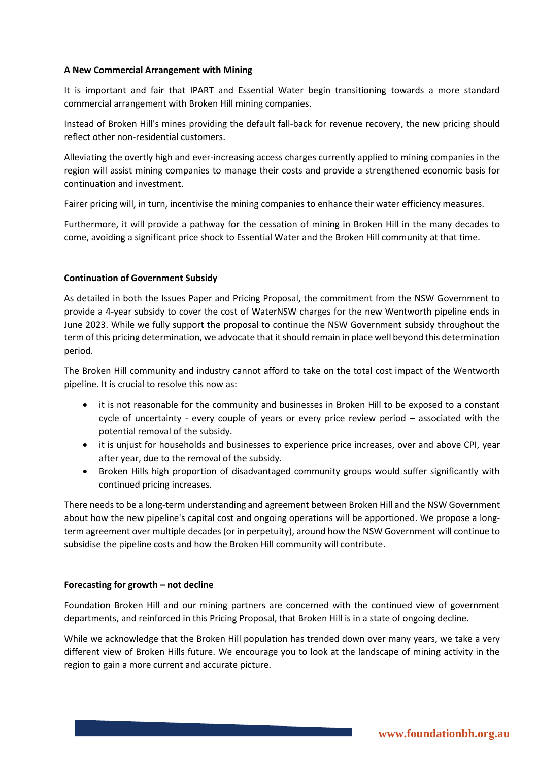## A New Commercial Arrangement with Mining

It is important and fair that IPART and Essential Water begin transitioning towards a more standard commercial arrangement with Broken Hill mining companies.

Instead of Broken Hill's mines providing the default fall-back for revenue recovery, the new pricing should reflect other non-residential customers.

Alleviating the overtly high and ever-increasing access charges currently applied to mining companies in the region will assist mining companies to manage their costs and provide a strengthened economic basis for continuation and investment.

Fairer pricing will, in turn, incentivise the mining companies to enhance their water efficiency measures.

Furthermore, it will provide a pathway for the cessation of mining in Broken Hill in the many decades to come, avoiding a significant price shock to Essential Water and the Broken Hill community at that time.

## Continuation of Government Subsidy

As detailed in both the Issues Paper and Pricing Proposal, the commitment from the NSW Government to provide a 4-year subsidy to cover the cost of WaterNSW charges for the new Wentworth pipeline ends in June 2023. While we fully support the proposal to continue the NSW Government subsidy throughout the term of this pricing determination, we advocate that it should remain in place well beyond this determination period.

The Broken Hill community and industry cannot afford to take on the total cost impact of the Wentworth pipeline. It is crucial to resolve this now as:

- it is not reasonable for the community and businesses in Broken Hill to be exposed to a constant cycle of uncertainty - every couple of years or every price review period – associated with the potential removal of the subsidy.
- it is unjust for households and businesses to experience price increases, over and above CPI, year after year, due to the removal of the subsidy.
- Broken Hills high proportion of disadvantaged community groups would suffer significantly with continued pricing increases.

There needs to be a long-term understanding and agreement between Broken Hill and the NSW Government about how the new pipeline's capital cost and ongoing operations will be apportioned. We propose a long-term agreement over multiple decades (or in perpetuity), around how the NSW Government will continue to subsidise the pipeline costs and how the Broken Hill community will contribute.

## Forecasting for growth – not decline

Foundation Broken Hill and our mining partners are concerned with the continued view of government departments, and reinforced in this Pricing Proposal, that Broken Hill is in a state of ongoing decline.

While we acknowledge that the Broken Hill population has trended down over many years, we take a very different view of Broken Hills future. We encourage you to look at the landscape of mining activity in the region to gain a more current and accurate picture.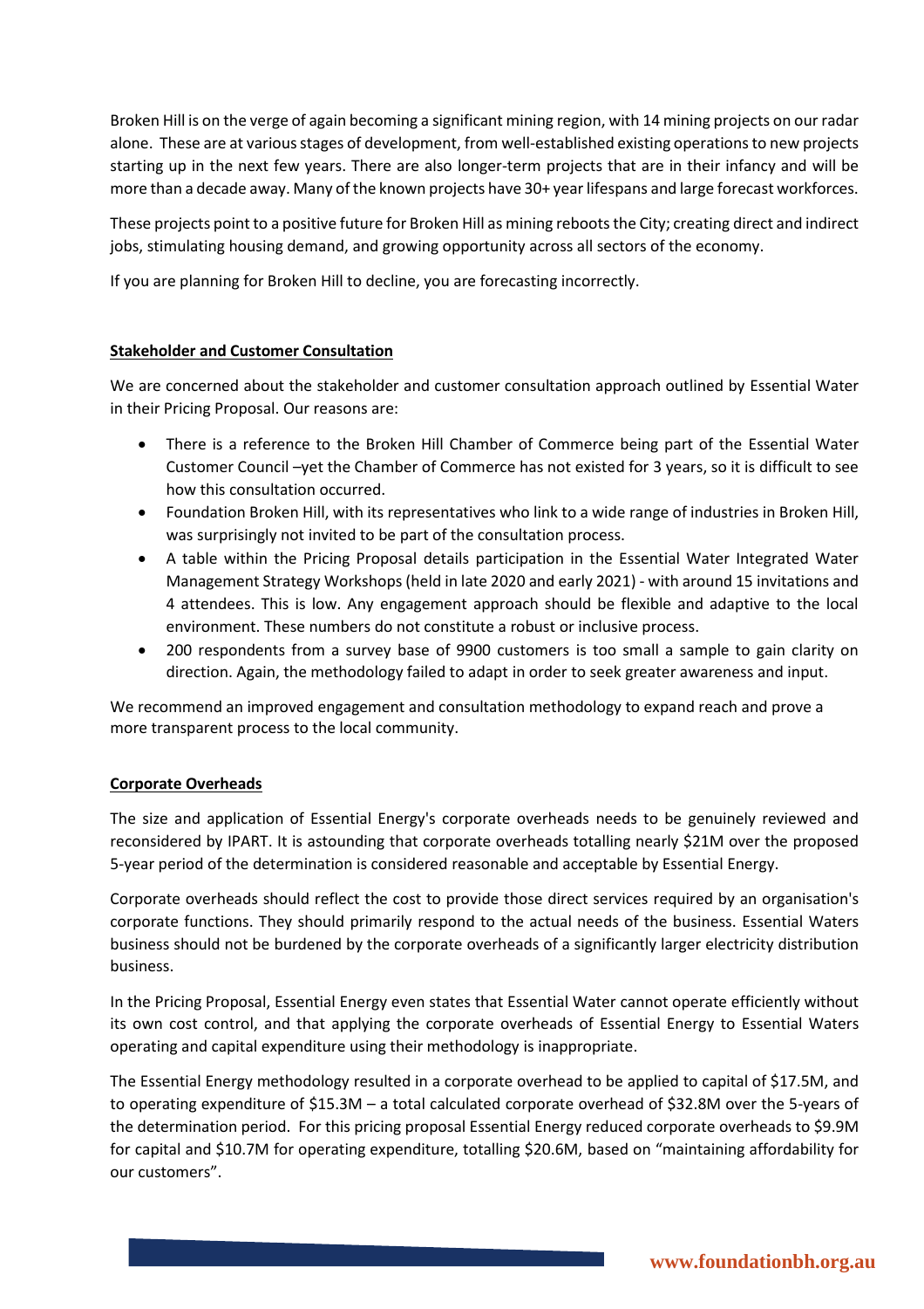Broken Hill is on the verge of again becoming a significant mining region, with 14 mining projects on our radar alone. These are at various stages of development, from well-established existing operations to new projects starting up in the next few years. There are also longer-term projects that are in their infancy and will be more than a decade away. Many of the known projects have 30+ year lifespans and large forecast workforces.

These projects point to a positive future for Broken Hill as mining reboots the City; creating direct and indirect jobs, stimulating housing demand, and growing opportunity across all sectors of the economy.

If you are planning for Broken Hill to decline, you are forecasting incorrectly.

## Stakeholder and Customer Consultation

We are concerned about the stakeholder and customer consultation approach outlined by Essential Water in their Pricing Proposal. Our reasons are:

- There is a reference to the Broken Hill Chamber of Commerce being part of the Essential Water Customer Council –yet the Chamber of Commerce has not existed for 3 years, so it is difficult to see how this consultation occurred.
- Foundation Broken Hill, with its representatives who link to a wide range of industries in Broken Hill, was surprisingly not invited to be part of the consultation process.
- A table within the Pricing Proposal details participation in the Essential Water Integrated Water Management Strategy Workshops (held in late 2020 and early 2021) - with around 15 invitations and 4 attendees. This is low. Any engagement approach should be flexible and adaptive to the local environment. These numbers do not constitute a robust or inclusive process.
- 200 respondents from a survey base of 9900 customers is too small a sample to gain clarity on direction. Again, the methodology failed to adapt in order to seek greater awareness and input.

We recommend an improved engagement and consultation methodology to expand reach and prove a more transparent process to the local community.

## Corporate Overheads

The size and application of Essential Energy's corporate overheads needs to be genuinely reviewed and reconsidered by IPART. It is astounding that corporate overheads totalling nearly $21M over the proposed 5-year period of the determination is considered reasonable and acceptable by Essential Energy.

Corporate overheads should reflect the cost to provide those direct services required by an organisation's corporate functions. They should primarily respond to the actual needs of the business. Essential Waters business should not be burdened by the corporate overheads of a significantly larger electricity distribution business.

In the Pricing Proposal, Essential Energy even states that Essential Water cannot operate efficiently without its own cost control, and that applying the corporate overheads of Essential Energy to Essential Waters operating and capital expenditure using their methodology is inappropriate.

The Essential Energy methodology resulted in a corporate overhead to be applied to capital of $17.5M, and to operating expenditure of $15.3M – a total calculated corporate overhead of $32.8M over the 5-years of the determination period. For this pricing proposal Essential Energy reduced corporate overheads to $9.9M for capital and $10.7M for operating expenditure, totalling $20.6M, based on "maintaining affordability for our customers".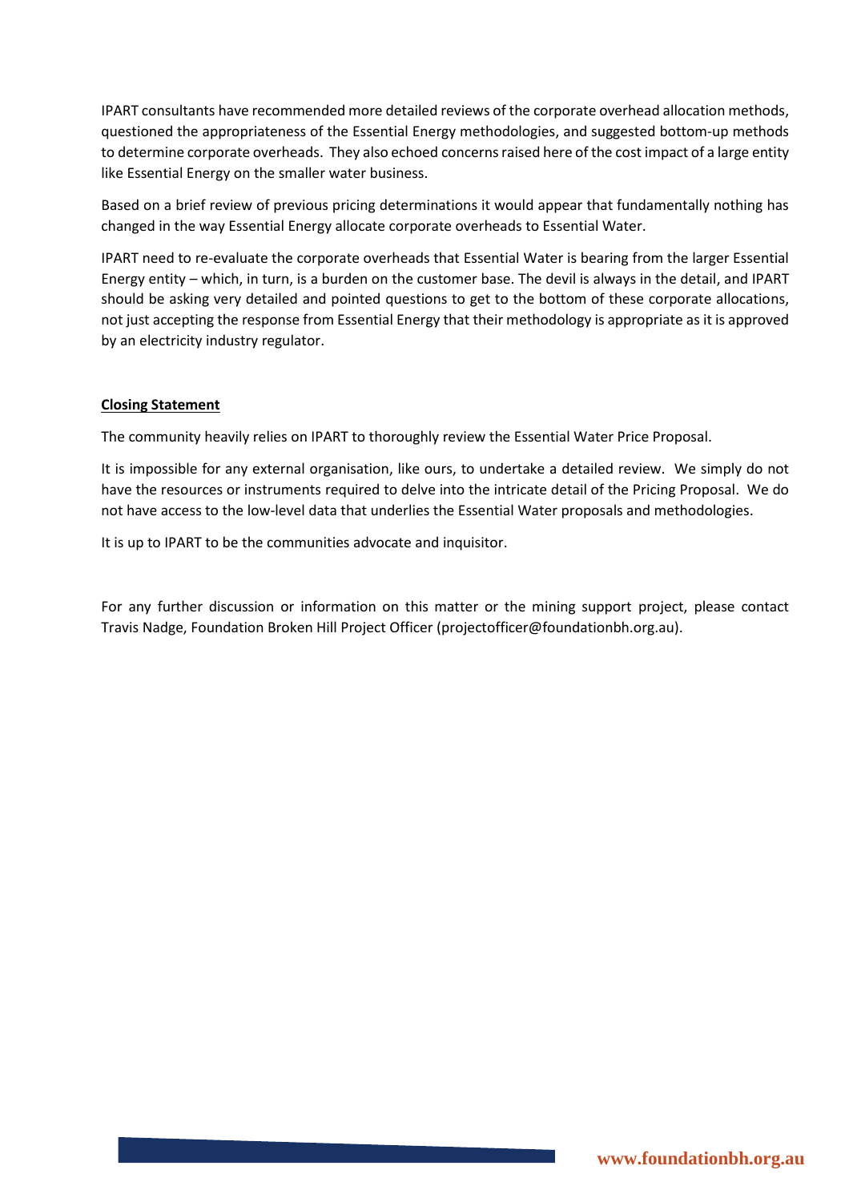IPART consultants have recommended more detailed reviews of the corporate overhead allocation methods, questioned the appropriateness of the Essential Energy methodologies, and suggested bottom-up methods to determine corporate overheads. They also echoed concerns raised here of the cost impact of a large entity like Essential Energy on the smaller water business.

Based on a brief review of previous pricing determinations it would appear that fundamentally nothing has changed in the way Essential Energy allocate corporate overheads to Essential Water.

IPART need to re-evaluate the corporate overheads that Essential Water is bearing from the larger Essential Energy entity – which, in turn, is a burden on the customer base. The devil is always in the detail, and IPART should be asking very detailed and pointed questions to get to the bottom of these corporate allocations, not just accepting the response from Essential Energy that their methodology is appropriate as it is approved by an electricity industry regulator.

**Closing Statement**

The community heavily relies on IPART to thoroughly review the Essential Water Price Proposal.

It is impossible for any external organisation, like ours, to undertake a detailed review. We simply do not have the resources or instruments required to delve into the intricate detail of the Pricing Proposal. We do not have access to the low-level data that underlies the Essential Water proposals and methodologies.

It is up to IPART to be the communities advocate and inquisitor.

For any further discussion or information on this matter or the mining support project, please contact Travis Nadge, Foundation Broken Hill Project Officer (projectofficer@foundationbh.org.au).